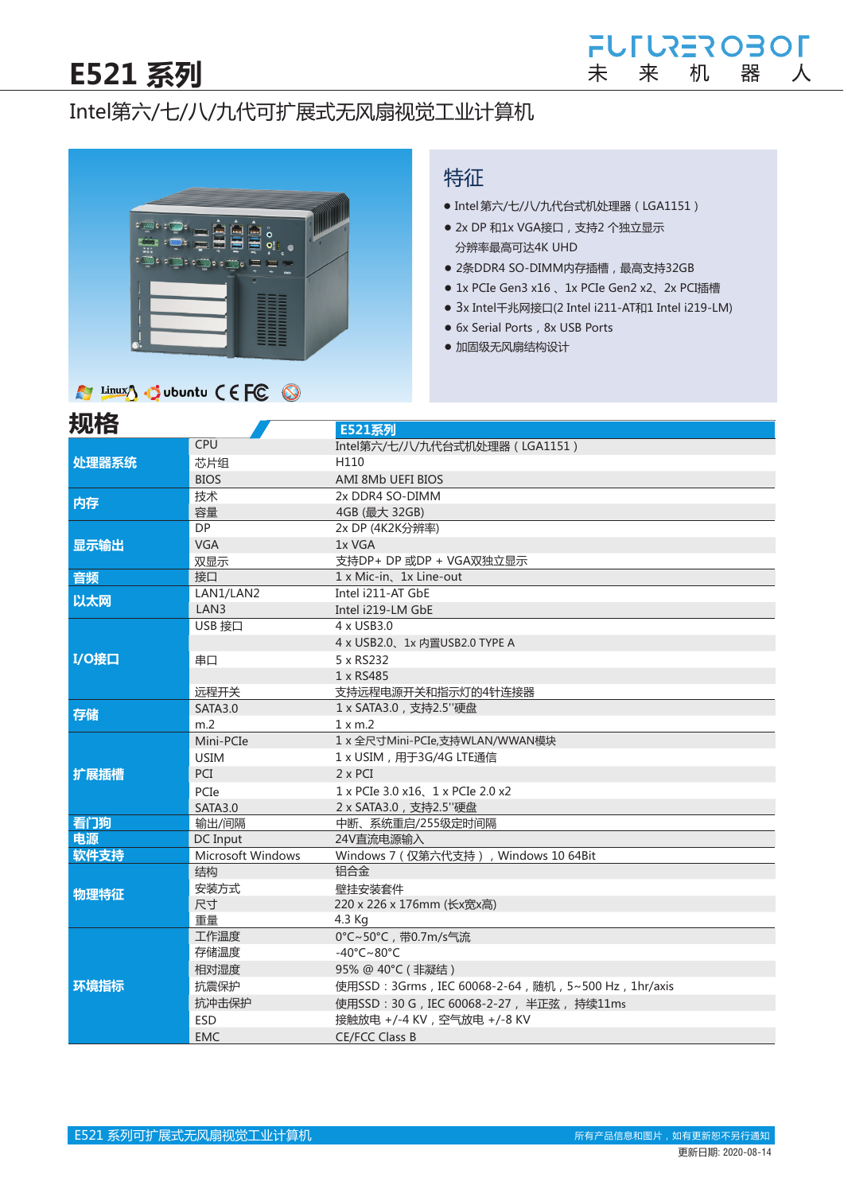# E521 系列

Intel第六/七/八/九代可扩展式无风扇视觉工业计算机

## 特征

- Intel 第六/七/八/九代台式机处理器（LGA1151）
- 2x DP 和1x VGA接口，支持2 个独立显示
  分辨率最高可达4K UHD
- 2条DDR4 SO-DIMM内存插槽，最高支持32GB
- 1x PCIe Gen3 x16 、1x PCIe Gen2 x2、2x PCI插槽
- 3x Intel千兆网接口(2 Intel i211-AT和1 Intel i219-LM)
- 6x Serial Ports，8x USB Ports
- 加固级无风扇结构设计

## 规格

| | | E521系列 |
|---|---|---|
| 处理器系统 | CPU | Intel第六/七/八/九代台式机处理器（LGA1151） |
| | 芯片组 | H110 |
| | BIOS | AMI 8Mb UEFI BIOS |
| 内存 | 技术 | 2x DDR4 SO-DIMM |
| | 容量 | 4GB (最大 32GB) |
| 显示输出 | DP | 2x DP (4K2K分辨率) |
| | VGA | 1x VGA |
| | 双显示 | 支持DP+ DP 或DP + VGA双独立显示 |
| 音频 | 接口 | 1 x Mic-in、1x Line-out |
| 以太网 | LAN1/LAN2 | Intel i211-AT GbE |
| | LAN3 | Intel i219-LM GbE |
| I/O接口 | USB 接口 | 4 x USB3.0 |
| | | 4 x USB2.0、1x 内置USB2.0 TYPE A |
| | 串口 | 5 x RS232 |
| | | 1 x RS485 |
| | 远程开关 | 支持远程电源开关和指示灯的4针连接器 |
| 存储 | SATA3.0 | 1 x SATA3.0，支持2.5''硬盘 |
| | m.2 | 1 x m.2 |
| 扩展插槽 | Mini-PCIe | 1 x 全尺寸Mini-PCIe,支持WLAN/WWAN模块 |
| | USIM | 1 x USIM，用于3G/4G LTE通信 |
| | PCI | 2 x PCI |
| | PCIe | 1 x PCIe 3.0 x16、1 x PCIe 2.0 x2 |
| | SATA3.0 | 2 x SATA3.0，支持2.5''硬盘 |
| 看门狗 | 输出/间隔 | 中断、系统重启/255级定时间隔 |
| 电源 | DC Input | 24V直流电源输入 |
| 软件支持 | Microsoft Windows | Windows 7（仅第六代支持），Windows 10 64Bit |
| 物理特征 | 结构 | 铝合金 |
| | 安装方式 | 壁挂安装套件 |
| | 尺寸 | 220 x 226 x 176mm (长x宽x高) |
| | 重量 | 4.3 Kg |
| 环境指标 | 工作温度 | 0°C~50°C，带0.7m/s气流 |
| | 存储温度 | -40°C~80°C |
| | 相对湿度 | 95% @ 40°C（非凝结） |
| | 抗震保护 | 使用SSD：3Grms，IEC 60068-2-64，随机，5~500 Hz，1hr/axis |
| | 抗冲击保护 | 使用SSD：30 G，IEC 60068-2-27， 半正弦， 持续11ms |
| | ESD | 接触放电 +/-4 KV，空气放电 +/-8 KV |
| | EMC | CE/FCC Class B |

E521 系列可扩展式无风扇视觉工业计算机

所有产品信息和图片，如有更新恕不另行通知

更新日期: 2020-08-14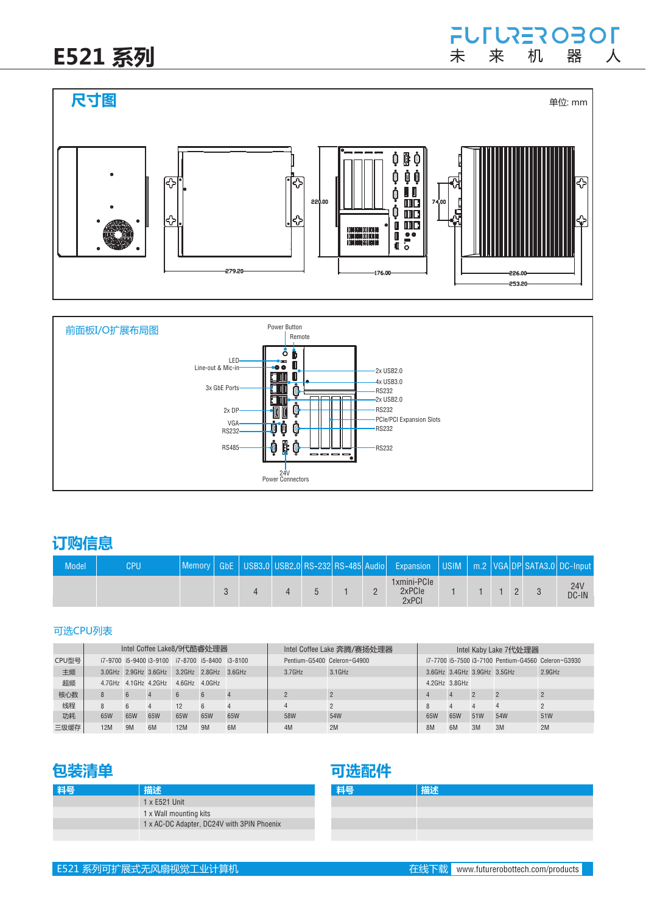# E521 系列

## 尺寸图

单位: mm

220.00
74.00
279.20
176.00
226.00
253.20

## 前面板I/O扩展布局图

Power Button
Remote
LED
Line-out & Mic-in
3x GbE Ports
2x DP
VGA
RS232
RS485
24V
Power Connectors
2x USB2.0
4x USB3.0
RS232
2x USB2.0
RS232
PCIe/PCI Expansion Slots
RS232
RS232

## 订购信息

| Model | CPU | Memory | GbE | USB3.0 | USB2.0 | RS-232 | RS-485 | Audio | Expansion | USIM | m.2 | VGA | DP | SATA3.0 | DC-Input |
|---|---|---|---|---|---|---|---|---|---|---|---|---|---|---|---|
| | | | 3 | 4 | 4 | 5 | 1 | 2 | 1xmini-PCIe 2xPCIe 2xPCI | 1 | 1 | 1 | 2 | 3 | 24V DC-IN |

### 可选CPU列表

| | Intel Coffee Lake8/9代酷睿处理器 | | | | | | Intel Coffee Lake 奔腾/赛扬处理器 | | Intel Kaby Lake 7代处理器 | | | | |
|---|---|---|---|---|---|---|---|---|---|---|---|---|---|
| CPU型号 | i7-9700 | i5-9400 | i3-9100 | i7-8700 | i5-8400 | i3-8100 | Pentium-G5400 | Celeron-G4900 | i7-7700 | i5-7500 | i3-7100 | Pentium-G4560 | Celeron-G3930 |
| 主频 | 3.0GHz | 2.9GHz | 3.6GHz | 3.2GHz | 2.8GHz | 3.6GHz | 3.7GHz | 3.1GHz | 3.6GHz | 3.4GHz | 3.9GHz | 3.5GHz | 2.9GHz |
| 超频 | 4.7GHz | 4.1GHz | 4.2GHz | 4.6GHz | 4.0GHz | | | | 4.2GHz | 3.8GHz | | | |
| 核心数 | 8 | 6 | 4 | 6 | 6 | 4 | 2 | 2 | 4 | 4 | 2 | 2 | 2 |
| 线程 | 8 | 6 | 4 | 12 | 6 | 4 | 4 | 2 | 8 | 4 | 4 | 4 | 2 |
| 功耗 | 65W | 65W | 65W | 65W | 65W | 65W | 58W | 54W | 65W | 65W | 51W | 54W | 51W |
| 三级缓存 | 12M | 9M | 6M | 12M | 9M | 6M | 4M | 2M | 8M | 6M | 3M | 3M | 2M |

## 包装清单

| 料号 | 描述 |
|---|---|
| | 1 x E521 Unit |
| | 1 x Wall mounting kits |
| | 1 x AC-DC Adapter, DC24V with 3PIN Phoenix |
| | |

## 可选配件

| 料号 | 描述 |
|---|---|
| | |
| | |
| | |
| | |

E521 系列可扩展式无风扇视觉工业计算机

在线下载 www.futurerobottech.com/products